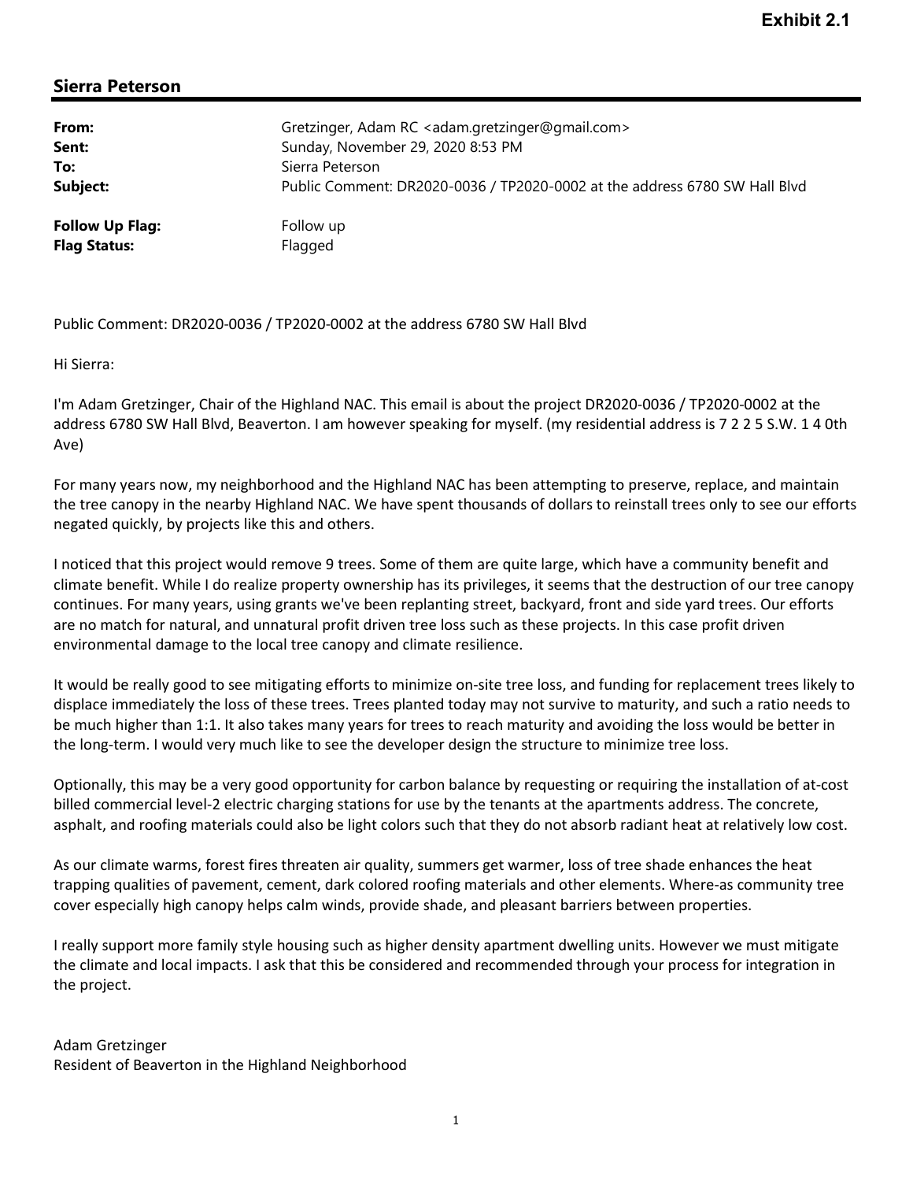**Exhibit 2.1**

## Sierra Peterson

| | |
|---|---|
| **From:** | Gretzinger, Adam RC <adam.gretzinger@gmail.com> |
| **Sent:** | Sunday, November 29, 2020 8:53 PM |
| **To:** | Sierra Peterson |
| **Subject:** | Public Comment: DR2020-0036 / TP2020-0002 at the address 6780 SW Hall Blvd |
| **Follow Up Flag:** | Follow up |
| **Flag Status:** | Flagged |

Public Comment: DR2020-0036 / TP2020-0002 at the address 6780 SW Hall Blvd

Hi Sierra:

I'm Adam Gretzinger, Chair of the Highland NAC. This email is about the project DR2020-0036 / TP2020-0002 at the address 6780 SW Hall Blvd, Beaverton. I am however speaking for myself. (my residential address is 7 2 2 5 S.W. 1 4 0th Ave)

For many years now, my neighborhood and the Highland NAC has been attempting to preserve, replace, and maintain the tree canopy in the nearby Highland NAC. We have spent thousands of dollars to reinstall trees only to see our efforts negated quickly, by projects like this and others.

I noticed that this project would remove 9 trees. Some of them are quite large, which have a community benefit and climate benefit. While I do realize property ownership has its privileges, it seems that the destruction of our tree canopy continues. For many years, using grants we've been replanting street, backyard, front and side yard trees. Our efforts are no match for natural, and unnatural profit driven tree loss such as these projects. In this case profit driven environmental damage to the local tree canopy and climate resilience.

It would be really good to see mitigating efforts to minimize on-site tree loss, and funding for replacement trees likely to displace immediately the loss of these trees. Trees planted today may not survive to maturity, and such a ratio needs to be much higher than 1:1. It also takes many years for trees to reach maturity and avoiding the loss would be better in the long-term. I would very much like to see the developer design the structure to minimize tree loss.

Optionally, this may be a very good opportunity for carbon balance by requesting or requiring the installation of at-cost billed commercial level-2 electric charging stations for use by the tenants at the apartments address. The concrete, asphalt, and roofing materials could also be light colors such that they do not absorb radiant heat at relatively low cost.

As our climate warms, forest fires threaten air quality, summers get warmer, loss of tree shade enhances the heat trapping qualities of pavement, cement, dark colored roofing materials and other elements. Where-as community tree cover especially high canopy helps calm winds, provide shade, and pleasant barriers between properties.

I really support more family style housing such as higher density apartment dwelling units. However we must mitigate the climate and local impacts. I ask that this be considered and recommended through your process for integration in the project.

Adam Gretzinger
Resident of Beaverton in the Highland Neighborhood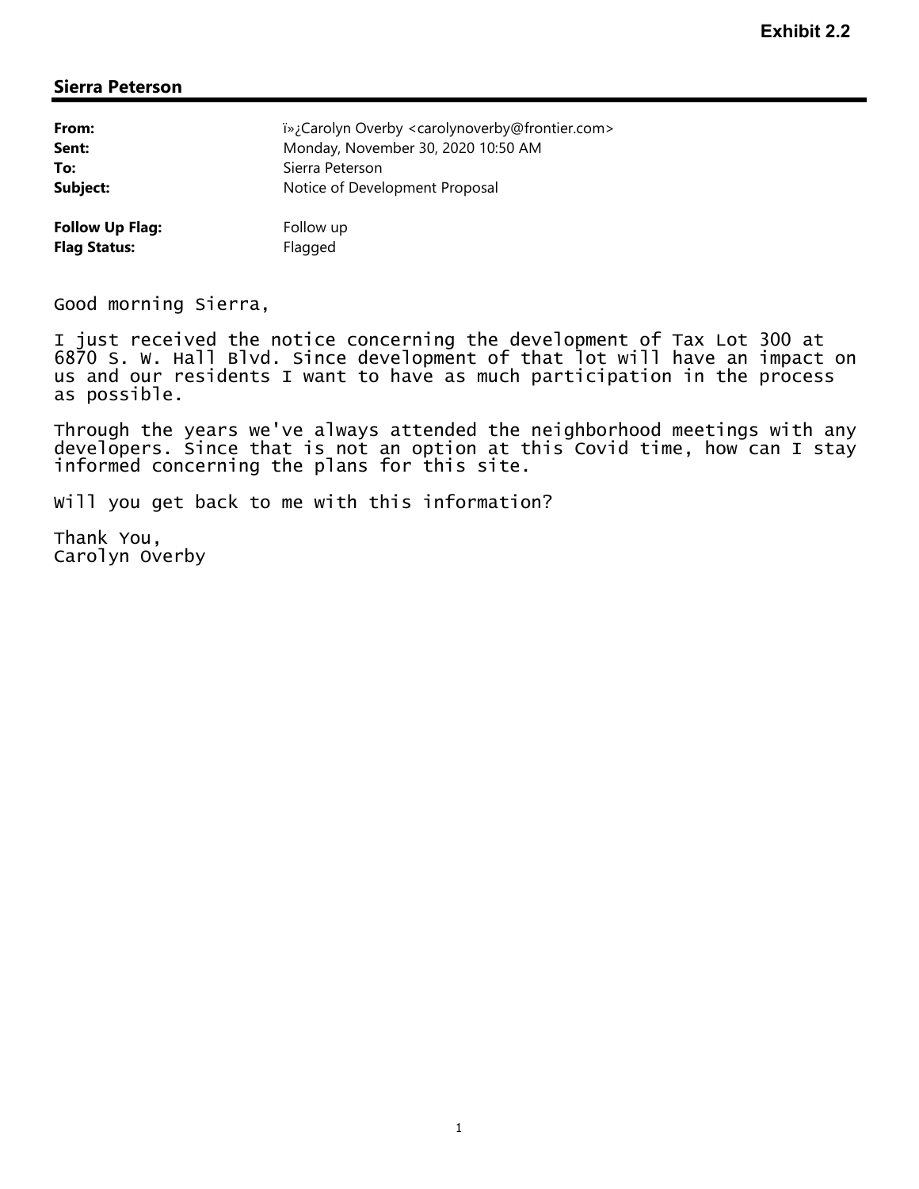**Exhibit 2.2**

## Sierra Peterson

| | |
|---|---|
| **From:** | ï»¿Carolyn Overby <carolynoverby@frontier.com> |
| **Sent:** | Monday, November 30, 2020 10:50 AM |
| **To:** | Sierra Peterson |
| **Subject:** | Notice of Development Proposal |
| | |
| **Follow Up Flag:** | Follow up |
| **Flag Status:** | Flagged |

Good morning Sierra,

I just received the notice concerning the development of Tax Lot 300 at 6870 S. W. Hall Blvd. Since development of that lot will have an impact on us and our residents I want to have as much participation in the process as possible.

Through the years we've always attended the neighborhood meetings with any developers. Since that is not an option at this Covid time, how can I stay informed concerning the plans for this site.

Will you get back to me with this information?

Thank You,
Carolyn Overby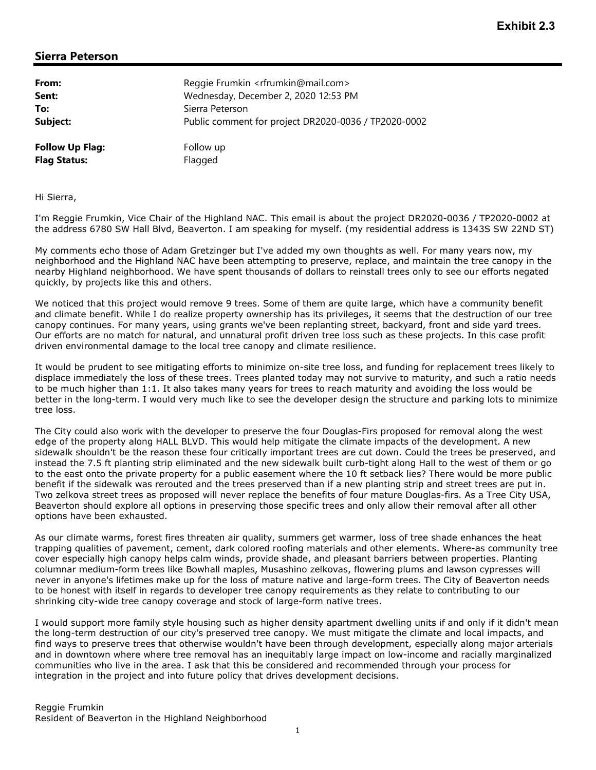**Exhibit 2.3**

## Sierra Peterson

| | |
|---|---|
| **From:** | Reggie Frumkin <rfrumkin@mail.com> |
| **Sent:** | Wednesday, December 2, 2020 12:53 PM |
| **To:** | Sierra Peterson |
| **Subject:** | Public comment for project DR2020-0036 / TP2020-0002 |
| **Follow Up Flag:** | Follow up |
| **Flag Status:** | Flagged |

Hi Sierra,

I'm Reggie Frumkin, Vice Chair of the Highland NAC. This email is about the project DR2020-0036 / TP2020-0002 at the address 6780 SW Hall Blvd, Beaverton. I am speaking for myself. (my residential address is 1343S SW 22ND ST)

My comments echo those of Adam Gretzinger but I've added my own thoughts as well. For many years now, my neighborhood and the Highland NAC have been attempting to preserve, replace, and maintain the tree canopy in the nearby Highland neighborhood. We have spent thousands of dollars to reinstall trees only to see our efforts negated quickly, by projects like this and others.

We noticed that this project would remove 9 trees. Some of them are quite large, which have a community benefit and climate benefit. While I do realize property ownership has its privileges, it seems that the destruction of our tree canopy continues. For many years, using grants we've been replanting street, backyard, front and side yard trees. Our efforts are no match for natural, and unnatural profit driven tree loss such as these projects. In this case profit driven environmental damage to the local tree canopy and climate resilience.

It would be prudent to see mitigating efforts to minimize on-site tree loss, and funding for replacement trees likely to displace immediately the loss of these trees. Trees planted today may not survive to maturity, and such a ratio needs to be much higher than 1:1. It also takes many years for trees to reach maturity and avoiding the loss would be better in the long-term. I would very much like to see the developer design the structure and parking lots to minimize tree loss.

The City could also work with the developer to preserve the four Douglas-Firs proposed for removal along the west edge of the property along HALL BLVD. This would help mitigate the climate impacts of the development. A new sidewalk shouldn't be the reason these four critically important trees are cut down. Could the trees be preserved, and instead the 7.5 ft planting strip eliminated and the new sidewalk built curb-tight along Hall to the west of them or go to the east onto the private property for a public easement where the 10 ft setback lies? There would be more public benefit if the sidewalk was rerouted and the trees preserved than if a new planting strip and street trees are put in. Two zelkova street trees as proposed will never replace the benefits of four mature Douglas-firs. As a Tree City USA, Beaverton should explore all options in preserving those specific trees and only allow their removal after all other options have been exhausted.

As our climate warms, forest fires threaten air quality, summers get warmer, loss of tree shade enhances the heat trapping qualities of pavement, cement, dark colored roofing materials and other elements. Where-as community tree cover especially high canopy helps calm winds, provide shade, and pleasant barriers between properties. Planting columnar medium-form trees like Bowhall maples, Musashino zelkovas, flowering plums and lawson cypresses will never in anyone's lifetimes make up for the loss of mature native and large-form trees. The City of Beaverton needs to be honest with itself in regards to developer tree canopy requirements as they relate to contributing to our shrinking city-wide tree canopy coverage and stock of large-form native trees.

I would support more family style housing such as higher density apartment dwelling units if and only if it didn't mean the long-term destruction of our city's preserved tree canopy. We must mitigate the climate and local impacts, and find ways to preserve trees that otherwise wouldn't have been through development, especially along major arterials and in downtown where where tree removal has an inequitably large impact on low-income and racially marginalized communities who live in the area. I ask that this be considered and recommended through your process for integration in the project and into future policy that drives development decisions.

Reggie Frumkin
Resident of Beaverton in the Highland Neighborhood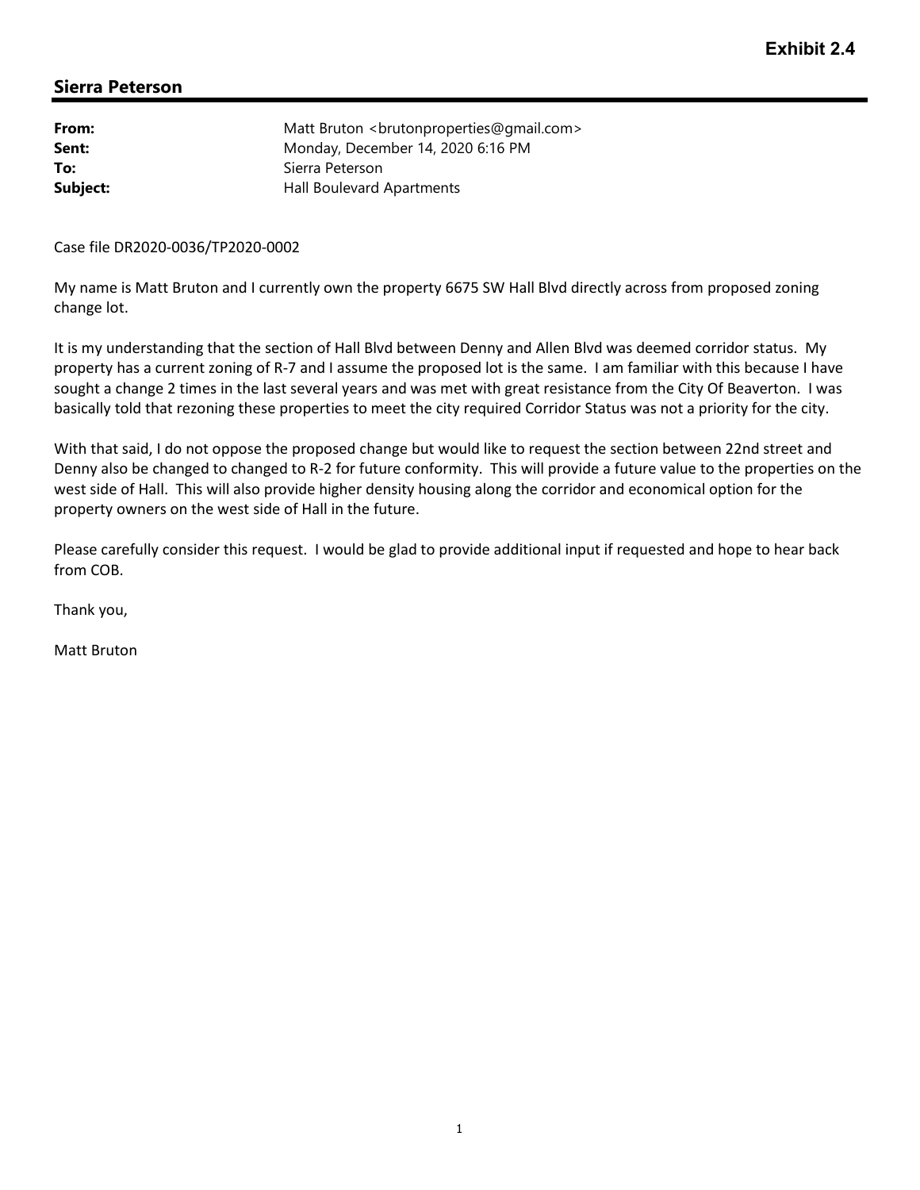**Exhibit 2.4**

## Sierra Peterson

| | |
|---|---|
| **From:** | Matt Bruton <brutonproperties@gmail.com> |
| **Sent:** | Monday, December 14, 2020 6:16 PM |
| **To:** | Sierra Peterson |
| **Subject:** | Hall Boulevard Apartments |

Case file DR2020-0036/TP2020-0002

My name is Matt Bruton and I currently own the property 6675 SW Hall Blvd directly across from proposed zoning change lot.

It is my understanding that the section of Hall Blvd between Denny and Allen Blvd was deemed corridor status. My property has a current zoning of R-7 and I assume the proposed lot is the same. I am familiar with this because I have sought a change 2 times in the last several years and was met with great resistance from the City Of Beaverton. I was basically told that rezoning these properties to meet the city required Corridor Status was not a priority for the city.

With that said, I do not oppose the proposed change but would like to request the section between 22nd street and Denny also be changed to changed to R-2 for future conformity. This will provide a future value to the properties on the west side of Hall. This will also provide higher density housing along the corridor and economical option for the property owners on the west side of Hall in the future.

Please carefully consider this request. I would be glad to provide additional input if requested and hope to hear back from COB.

Thank you,

Matt Bruton